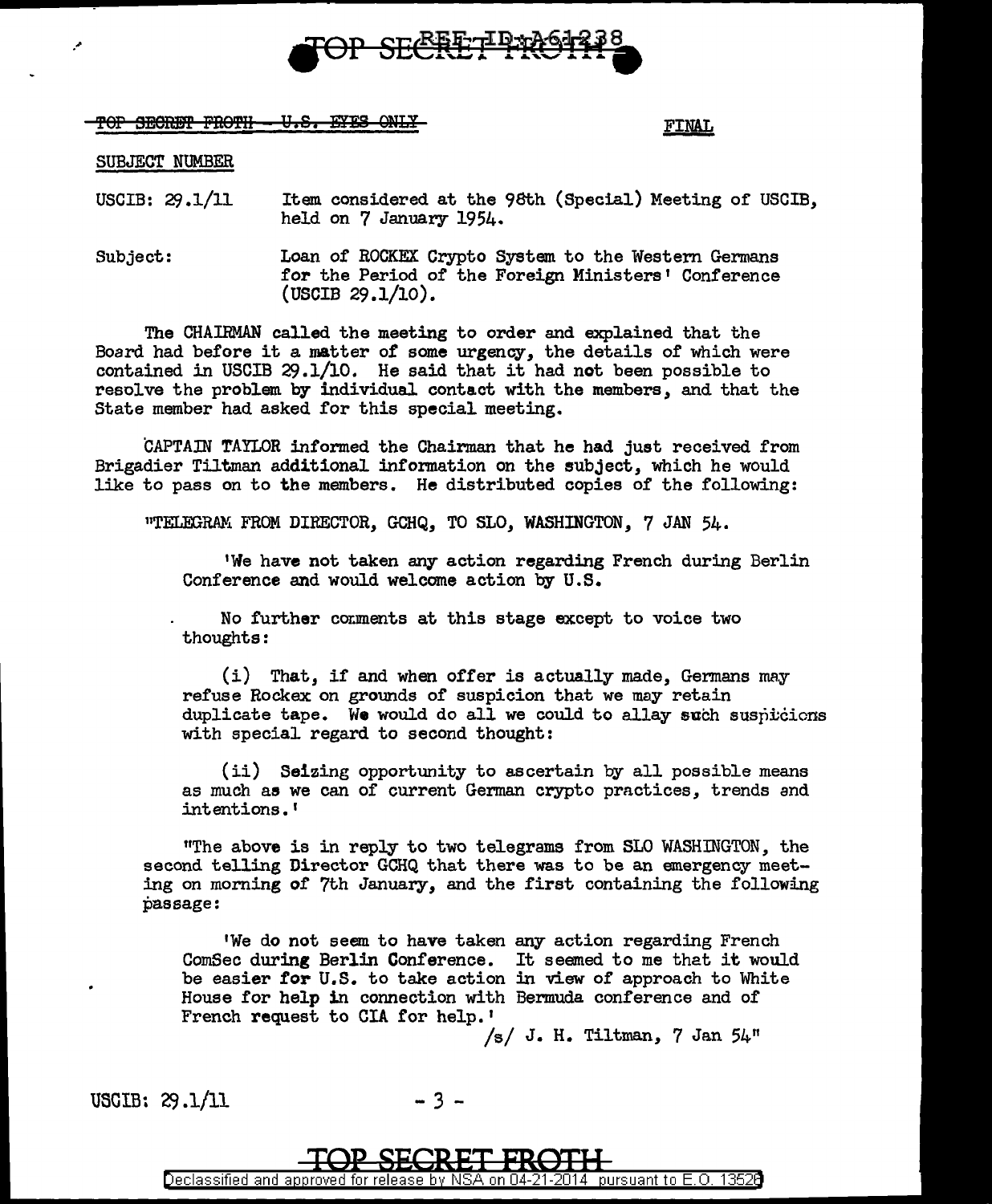~~TOP SECRET FROTH - U.S. EYES ONLY~~ FINAL

SUBJECT NUMBER

USCIB: 29.1/11 Item considered at the 98th (Special) Meeting of USCIB, held on 7 January 1954.

Subject: Loan of ROCKEX Crypto System to the Western Germans for the Period of the Foreign Ministers' Conference (USCIB 29.1/10).

The CHAIRMAN called the meeting to order and explained that the Board had before it a matter of some urgency, the details of which were contained in USCIB 29.1/10. He said that it had not been possible to resolve the problem by individual contact with the members, and that the State member had asked for this special meeting.

CAPTAIN TAYLOR informed the Chairman that he had just received from Brigadier Tiltman additional information on the subject, which he would like to pass on to the members. He distributed copies of the following:

"TELEGRAM FROM DIRECTOR, GCHQ, TO SLO, WASHINGTON, 7 JAN 54.

'We have not taken any action regarding French during Berlin Conference and would welcome action by U.S.

No further comments at this stage except to voice two thoughts:

(i) That, if and when offer is actually made, Germans may refuse Rockex on grounds of suspicion that we may retain duplicate tape. We would do all we could to allay such suspicions with special regard to second thought:

(ii) Seizing opportunity to ascertain by all possible means as much as we can of current German crypto practices, trends and intentions.'

"The above is in reply to two telegrams from SLO WASHINGTON, the second telling Director GCHQ that there was to be an emergency meeting on morning of 7th January, and the first containing the following passage:

'We do not seem to have taken any action regarding French ComSec during Berlin Conference. It seemed to me that it would be easier for U.S. to take action in view of approach to White House for help in connection with Bermuda conference and of French request to CIA for help.'

/s/ J. H. Tiltman, 7 Jan 54"

USCIB: 29.1/11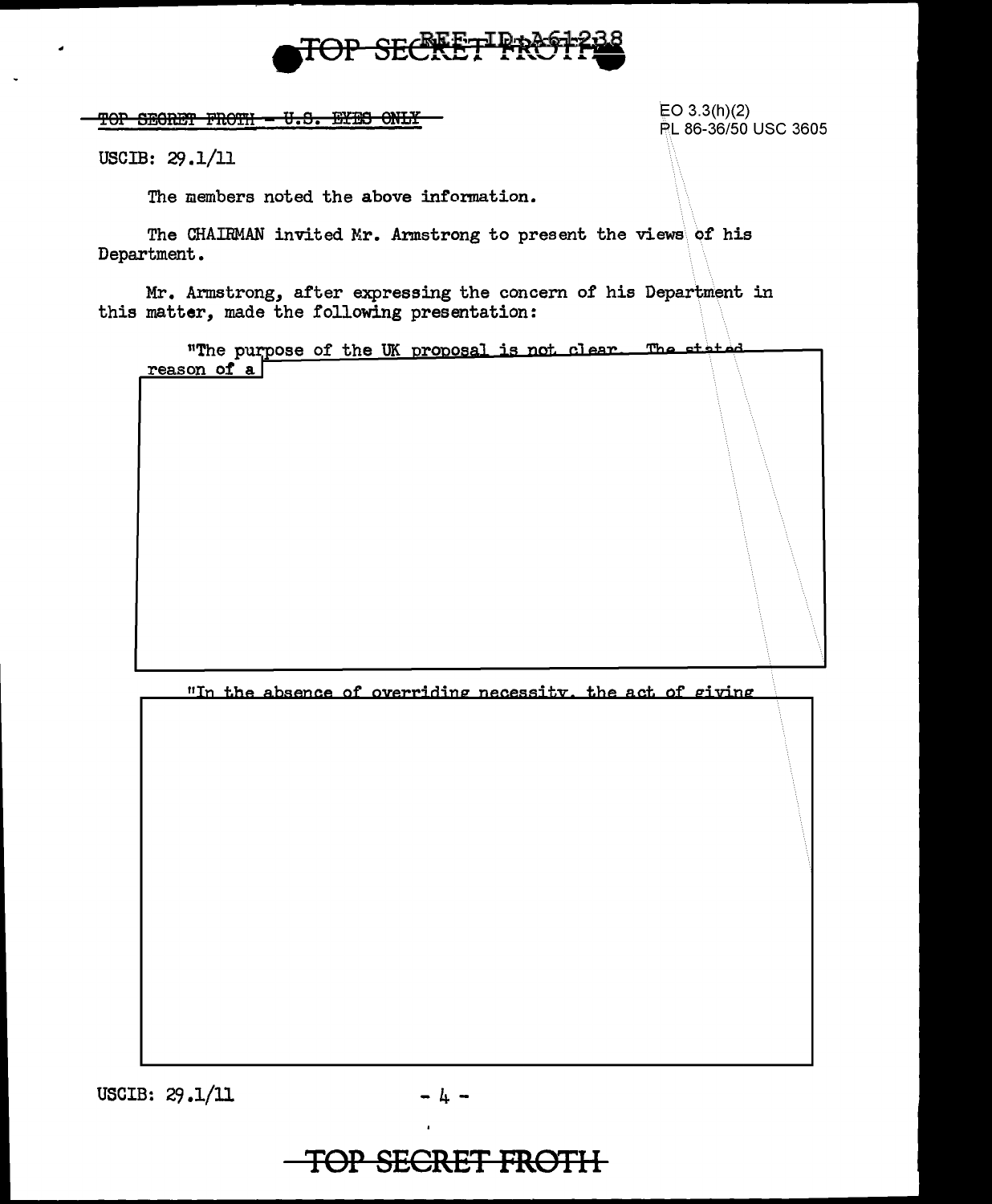~~TOP SECRET FROTH - U.S. EYES ONLY~~

EO 3.3(h)(2)
PL 86-36/50 USC 3605

USCIB: 29.1/11

The members noted the above information.

The CHAIRMAN invited Mr. Armstrong to present the views of his Department.

Mr. Armstrong, after expressing the concern of his Department in this matter, made the following presentation:

"The purpose of the UK proposal is not clear. The stated reason of a

"In the absence of overriding necessity, the act of giving

USCIB: 29.1/11

TOP SECRET FROTH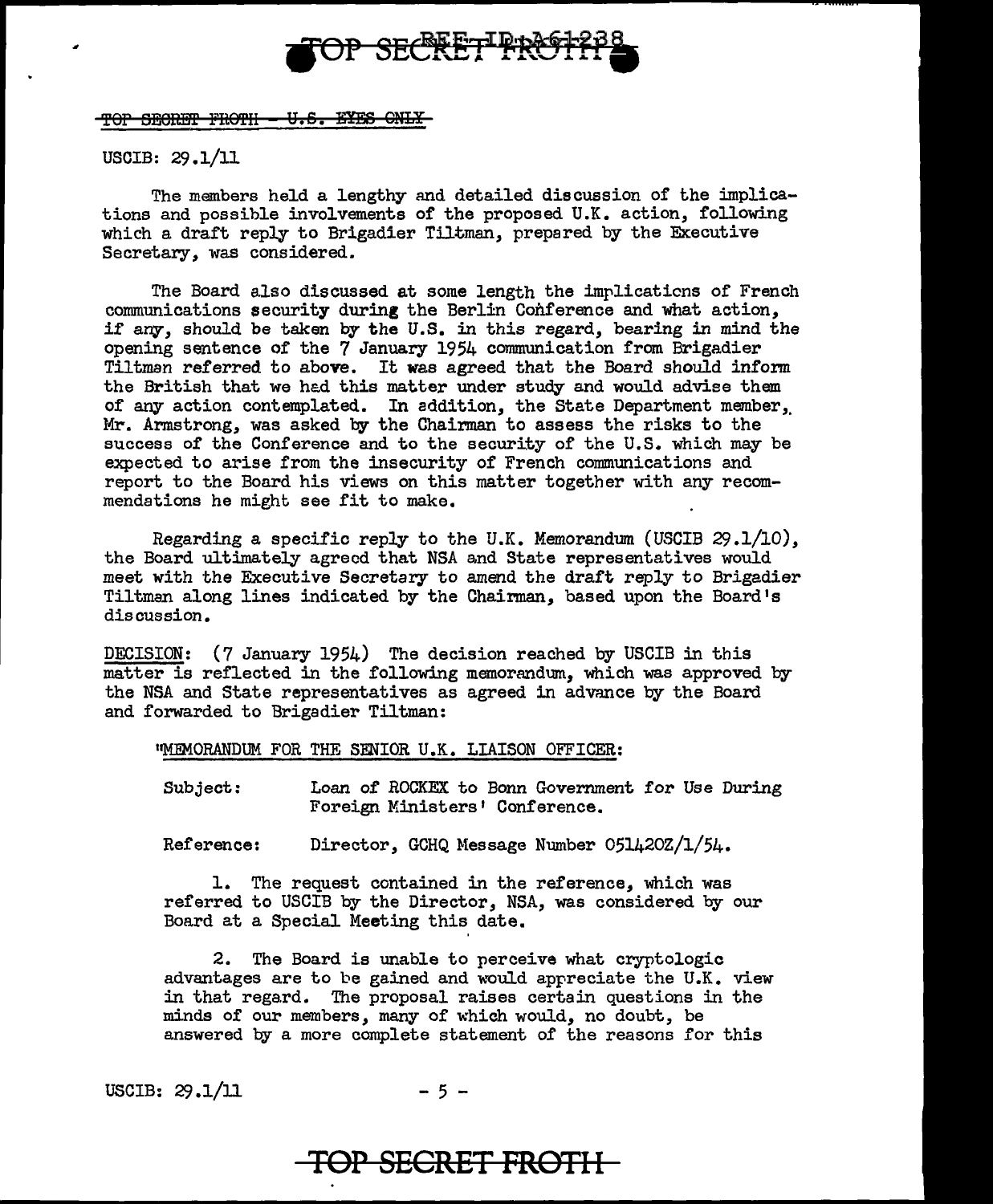~~TOP SECRET FROTH - U.S. EYES ONLY~~

USCIB: 29.1/11

The members held a lengthy and detailed discussion of the implications and possible involvements of the proposed U.K. action, following which a draft reply to Brigadier Tiltman, prepared by the Executive Secretary, was considered.

The Board also discussed at some length the implications of French communications security during the Berlin Conference and what action, if any, should be taken by the U.S. in this regard, bearing in mind the opening sentence of the 7 January 1954 communication from Brigadier Tiltman referred to above. It was agreed that the Board should inform the British that we had this matter under study and would advise them of any action contemplated. In addition, the State Department member, Mr. Armstrong, was asked by the Chairman to assess the risks to the success of the Conference and to the security of the U.S. which may be expected to arise from the insecurity of French communications and report to the Board his views on this matter together with any recommendations he might see fit to make.

Regarding a specific reply to the U.K. Memorandum (USCIB 29.1/10), the Board ultimately agreed that NSA and State representatives would meet with the Executive Secretary to amend the draft reply to Brigadier Tiltman along lines indicated by the Chairman, based upon the Board's discussion.

DECISION: (7 January 1954) The decision reached by USCIB in this matter is reflected in the following memorandum, which was approved by the NSA and State representatives as agreed in advance by the Board and forwarded to Brigadier Tiltman:

"MEMORANDUM FOR THE SENIOR U.K. LIAISON OFFICER:

Subject: Loan of ROCKEX to Bonn Government for Use During Foreign Ministers' Conference.

Reference: Director, GCHQ Message Number 051420Z/1/54.

1. The request contained in the reference, which was referred to USCIB by the Director, NSA, was considered by our Board at a Special Meeting this date.

2. The Board is unable to perceive what cryptologic advantages are to be gained and would appreciate the U.K. view in that regard. The proposal raises certain questions in the minds of our members, many of which would, no doubt, be answered by a more complete statement of the reasons for this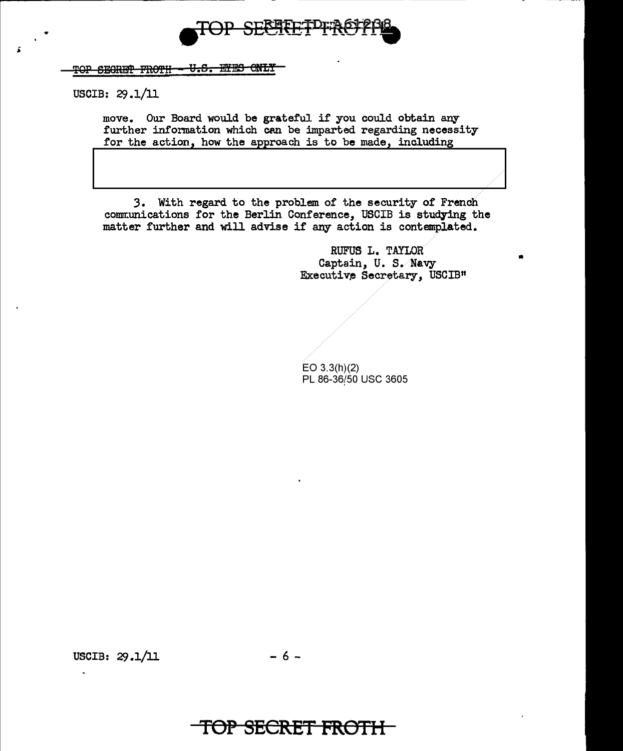TOP SECRET FROTH - U.S. EYES ONLY

USCIB: 29.1/11

move. Our Board would be grateful if you could obtain any further information which can be imparted regarding necessity for the action, how the approach is to be made, including

3. With regard to the problem of the security of French communications for the Berlin Conference, USCIB is studying the matter further and will advise if any action is contemplated.

RUFUS L. TAYLOR
Captain, U. S. Navy
Executive Secretary, USCIB"

EO 3.3(h)(2)
PL 86-36/50 USC 3605

USCIB: 29.1/11

TOP SECRET FROTH